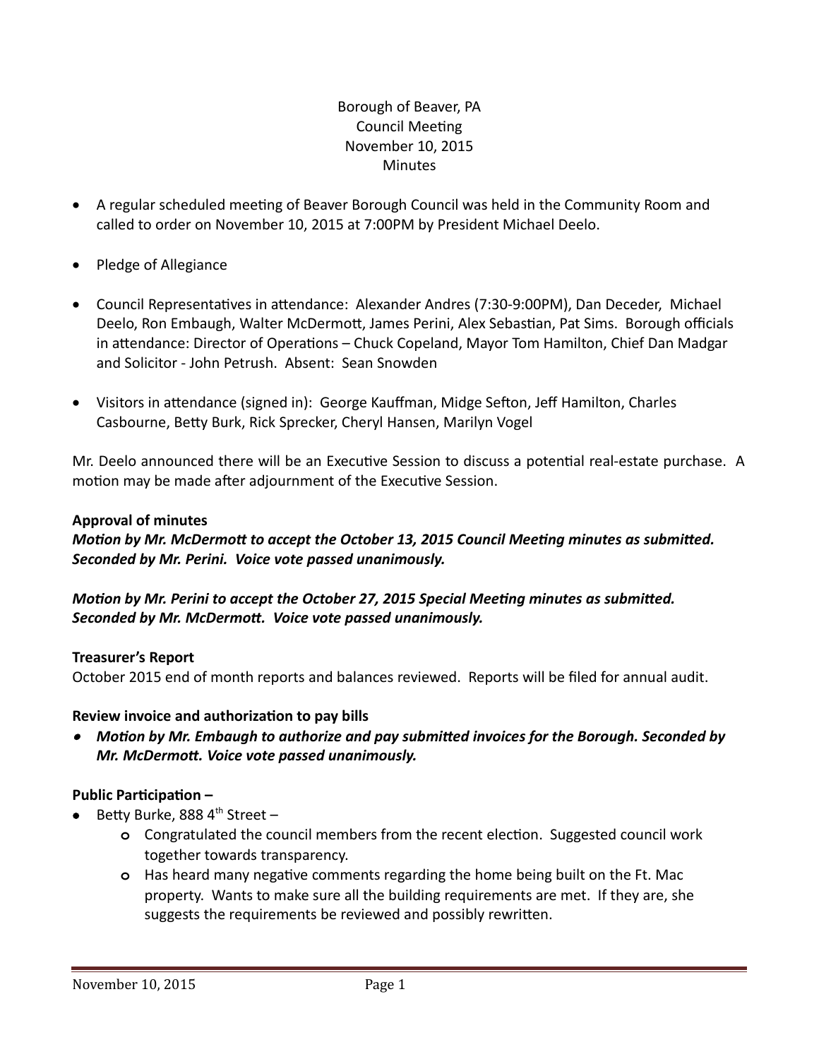Borough of Beaver, PA
Council Meeting
November 10, 2015
Minutes

- A regular scheduled meeting of Beaver Borough Council was held in the Community Room and called to order on November 10, 2015 at 7:00PM by President Michael Deelo.
- Pledge of Allegiance
- Council Representatives in attendance: Alexander Andres (7:30-9:00PM), Dan Deceder, Michael Deelo, Ron Embaugh, Walter McDermott, James Perini, Alex Sebastian, Pat Sims. Borough officials in attendance: Director of Operations – Chuck Copeland, Mayor Tom Hamilton, Chief Dan Madgar and Solicitor - John Petrush. Absent: Sean Snowden
- Visitors in attendance (signed in): George Kauffman, Midge Sefton, Jeff Hamilton, Charles Casbourne, Betty Burk, Rick Sprecker, Cheryl Hansen, Marilyn Vogel

Mr. Deelo announced there will be an Executive Session to discuss a potential real-estate purchase. A motion may be made after adjournment of the Executive Session.

**Approval of minutes**

***Motion by Mr. McDermott to accept the October 13, 2015 Council Meeting minutes as submitted. Seconded by Mr. Perini. Voice vote passed unanimously.***

***Motion by Mr. Perini to accept the October 27, 2015 Special Meeting minutes as submitted. Seconded by Mr. McDermott. Voice vote passed unanimously.***

**Treasurer's Report**

October 2015 end of month reports and balances reviewed. Reports will be filed for annual audit.

**Review invoice and authorization to pay bills**

- ***Motion by Mr. Embaugh to authorize and pay submitted invoices for the Borough. Seconded by Mr. McDermott. Voice vote passed unanimously.***

**Public Participation –**

- Betty Burke, 888 4th Street –
    - Congratulated the council members from the recent election. Suggested council work together towards transparency.
    - Has heard many negative comments regarding the home being built on the Ft. Mac property. Wants to make sure all the building requirements are met. If they are, she suggests the requirements be reviewed and possibly rewritten.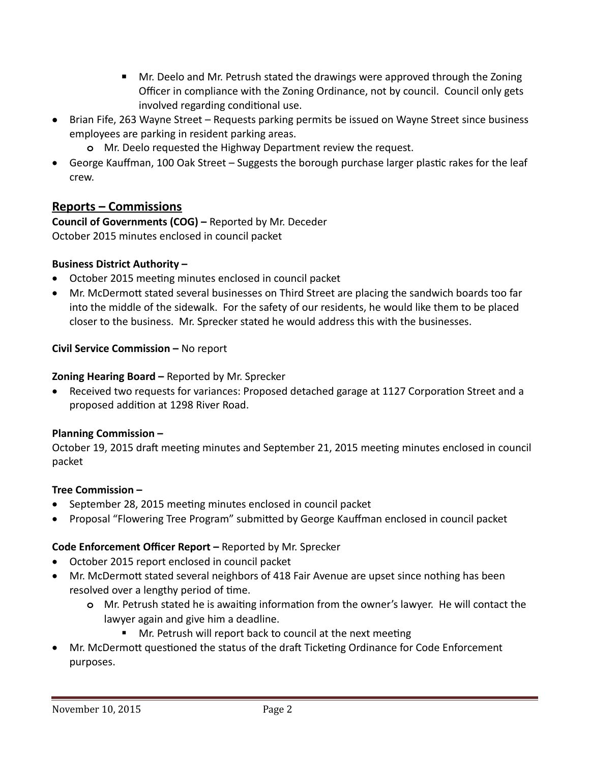- Mr. Deelo and Mr. Petrush stated the drawings were approved through the Zoning Officer in compliance with the Zoning Ordinance, not by council. Council only gets involved regarding conditional use.
- Brian Fife, 263 Wayne Street – Requests parking permits be issued on Wayne Street since business employees are parking in resident parking areas.
    - Mr. Deelo requested the Highway Department review the request.
- George Kauffman, 100 Oak Street – Suggests the borough purchase larger plastic rakes for the leaf crew.

## Reports – Commissions

**Council of Governments (COG) –** Reported by Mr. Deceder
October 2015 minutes enclosed in council packet

**Business District Authority –**

- October 2015 meeting minutes enclosed in council packet
- Mr. McDermott stated several businesses on Third Street are placing the sandwich boards too far into the middle of the sidewalk. For the safety of our residents, he would like them to be placed closer to the business. Mr. Sprecker stated he would address this with the businesses.

**Civil Service Commission –** No report

**Zoning Hearing Board –** Reported by Mr. Sprecker

- Received two requests for variances: Proposed detached garage at 1127 Corporation Street and a proposed addition at 1298 River Road.

**Planning Commission –**
October 19, 2015 draft meeting minutes and September 21, 2015 meeting minutes enclosed in council packet

**Tree Commission –**

- September 28, 2015 meeting minutes enclosed in council packet
- Proposal "Flowering Tree Program" submitted by George Kauffman enclosed in council packet

**Code Enforcement Officer Report –** Reported by Mr. Sprecker

- October 2015 report enclosed in council packet
- Mr. McDermott stated several neighbors of 418 Fair Avenue are upset since nothing has been resolved over a lengthy period of time.
    - Mr. Petrush stated he is awaiting information from the owner's lawyer. He will contact the lawyer again and give him a deadline.
        - Mr. Petrush will report back to council at the next meeting
- Mr. McDermott questioned the status of the draft Ticketing Ordinance for Code Enforcement purposes.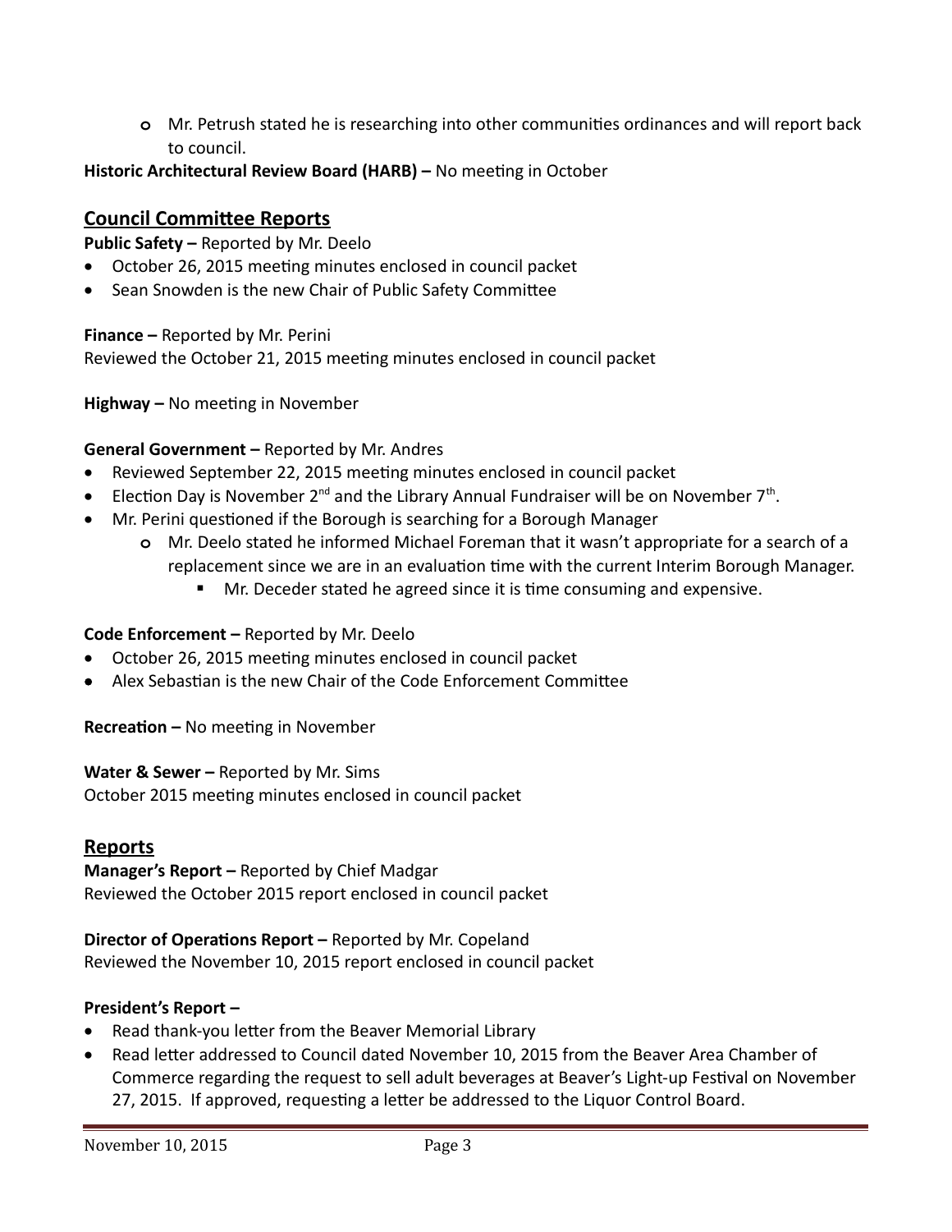- Mr. Petrush stated he is researching into other communities ordinances and will report back to council.

**Historic Architectural Review Board (HARB) –** No meeting in October

## Council Committee Reports

**Public Safety –** Reported by Mr. Deelo

- October 26, 2015 meeting minutes enclosed in council packet
- Sean Snowden is the new Chair of Public Safety Committee

**Finance –** Reported by Mr. Perini
Reviewed the October 21, 2015 meeting minutes enclosed in council packet

**Highway –** No meeting in November

**General Government –** Reported by Mr. Andres

- Reviewed September 22, 2015 meeting minutes enclosed in council packet
- Election Day is November 2nd and the Library Annual Fundraiser will be on November 7th.
- Mr. Perini questioned if the Borough is searching for a Borough Manager
   - Mr. Deelo stated he informed Michael Foreman that it wasn't appropriate for a search of a replacement since we are in an evaluation time with the current Interim Borough Manager.
      - Mr. Deceder stated he agreed since it is time consuming and expensive.

**Code Enforcement –** Reported by Mr. Deelo

- October 26, 2015 meeting minutes enclosed in council packet
- Alex Sebastian is the new Chair of the Code Enforcement Committee

**Recreation –** No meeting in November

**Water & Sewer –** Reported by Mr. Sims
October 2015 meeting minutes enclosed in council packet

## Reports

**Manager's Report –** Reported by Chief Madgar
Reviewed the October 2015 report enclosed in council packet

**Director of Operations Report –** Reported by Mr. Copeland
Reviewed the November 10, 2015 report enclosed in council packet

**President's Report –**

- Read thank-you letter from the Beaver Memorial Library
- Read letter addressed to Council dated November 10, 2015 from the Beaver Area Chamber of Commerce regarding the request to sell adult beverages at Beaver's Light-up Festival on November 27, 2015. If approved, requesting a letter be addressed to the Liquor Control Board.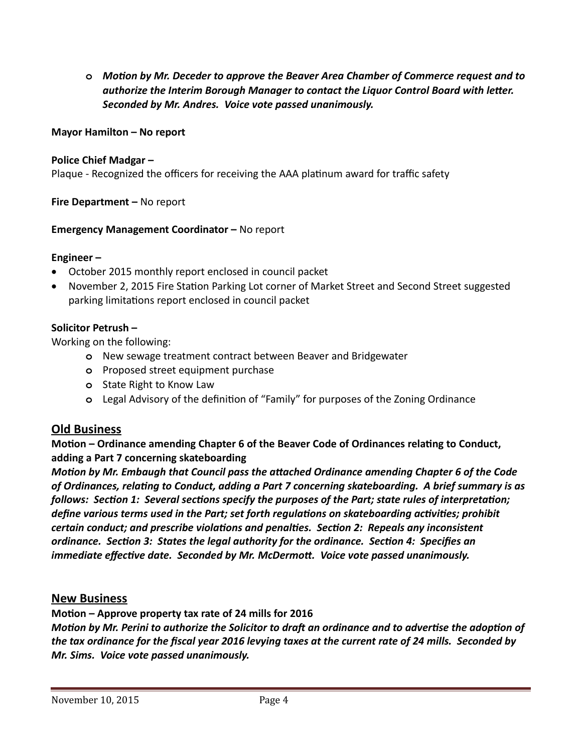- ***Motion by Mr. Deceder to approve the Beaver Area Chamber of Commerce request and to authorize the Interim Borough Manager to contact the Liquor Control Board with letter. Seconded by Mr. Andres. Voice vote passed unanimously.***

**Mayor Hamilton – No report**

**Police Chief Madgar –**
Plaque - Recognized the officers for receiving the AAA platinum award for traffic safety

**Fire Department –** No report

**Emergency Management Coordinator –** No report

**Engineer –**

- October 2015 monthly report enclosed in council packet
- November 2, 2015 Fire Station Parking Lot corner of Market Street and Second Street suggested parking limitations report enclosed in council packet

**Solicitor Petrush –**
Working on the following:

- New sewage treatment contract between Beaver and Bridgewater
- Proposed street equipment purchase
- State Right to Know Law
- Legal Advisory of the definition of "Family" for purposes of the Zoning Ordinance

## Old Business

**Motion – Ordinance amending Chapter 6 of the Beaver Code of Ordinances relating to Conduct, adding a Part 7 concerning skateboarding**

***Motion by Mr. Embaugh that Council pass the attached Ordinance amending Chapter 6 of the Code of Ordinances, relating to Conduct, adding a Part 7 concerning skateboarding. A brief summary is as follows: Section 1: Several sections specify the purposes of the Part; state rules of interpretation; define various terms used in the Part; set forth regulations on skateboarding activities; prohibit certain conduct; and prescribe violations and penalties. Section 2: Repeals any inconsistent ordinance. Section 3: States the legal authority for the ordinance. Section 4: Specifies an immediate effective date. Seconded by Mr. McDermott. Voice vote passed unanimously.***

## New Business

**Motion – Approve property tax rate of 24 mills for 2016**

***Motion by Mr. Perini to authorize the Solicitor to draft an ordinance and to advertise the adoption of the tax ordinance for the fiscal year 2016 levying taxes at the current rate of 24 mills. Seconded by Mr. Sims. Voice vote passed unanimously.***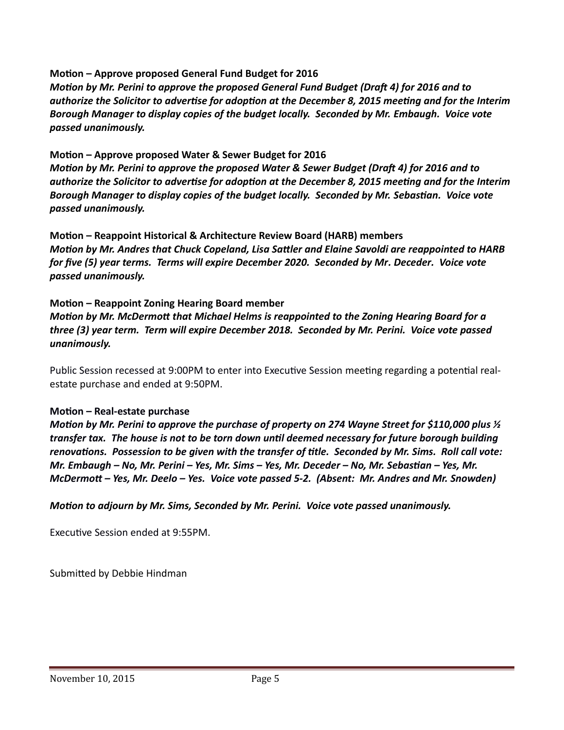**Motion – Approve proposed General Fund Budget for 2016**

***Motion by Mr. Perini to approve the proposed General Fund Budget (Draft 4) for 2016 and to authorize the Solicitor to advertise for adoption at the December 8, 2015 meeting and for the Interim Borough Manager to display copies of the budget locally. Seconded by Mr. Embaugh. Voice vote passed unanimously.***

**Motion – Approve proposed Water & Sewer Budget for 2016**

***Motion by Mr. Perini to approve the proposed Water & Sewer Budget (Draft 4) for 2016 and to authorize the Solicitor to advertise for adoption at the December 8, 2015 meeting and for the Interim Borough Manager to display copies of the budget locally. Seconded by Mr. Sebastian. Voice vote passed unanimously.***

**Motion – Reappoint Historical & Architecture Review Board (HARB) members**

***Motion by Mr. Andres that Chuck Copeland, Lisa Sattler and Elaine Savoldi are reappointed to HARB for five (5) year terms. Terms will expire December 2020. Seconded by Mr. Deceder. Voice vote passed unanimously.***

**Motion – Reappoint Zoning Hearing Board member**

***Motion by Mr. McDermott that Michael Helms is reappointed to the Zoning Hearing Board for a three (3) year term. Term will expire December 2018. Seconded by Mr. Perini. Voice vote passed unanimously.***

Public Session recessed at 9:00PM to enter into Executive Session meeting regarding a potential real-estate purchase and ended at 9:50PM.

**Motion – Real-estate purchase**

***Motion by Mr. Perini to approve the purchase of property on 274 Wayne Street for $110,000 plus ½ transfer tax. The house is not to be torn down until deemed necessary for future borough building renovations. Possession to be given with the transfer of title. Seconded by Mr. Sims. Roll call vote: Mr. Embaugh – No, Mr. Perini – Yes, Mr. Sims – Yes, Mr. Deceder – No, Mr. Sebastian – Yes, Mr. McDermott – Yes, Mr. Deelo – Yes. Voice vote passed 5-2. (Absent: Mr. Andres and Mr. Snowden)***

***Motion to adjourn by Mr. Sims, Seconded by Mr. Perini. Voice vote passed unanimously.***

Executive Session ended at 9:55PM.

Submitted by Debbie Hindman